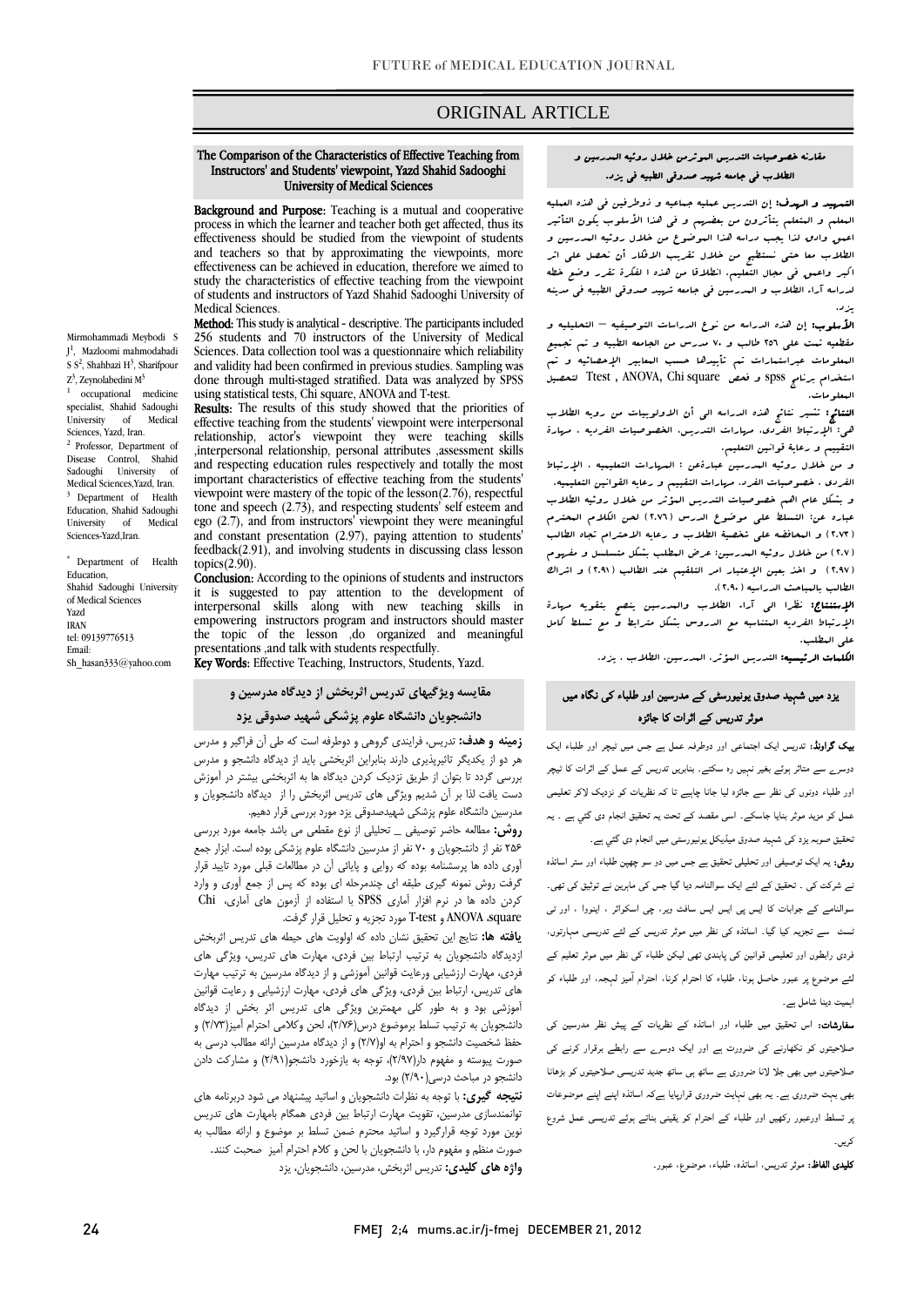ORIGINAL ARTICLE

# The Comparison of the Characteristics of Effective Teaching from Instructors' and Students' viewpoint, Yazd Shahid Sadooghi University of Medical Sciences

Mirmohammadi Meybodi S J[1], Mazloomi mahmodabadi S S[2], Shahbazi H[3], Sharifpour Z[3], Zeynolabedini M[3]

[1] occupational medicine specialist, Shahid Sadoughi University of Medical Sciences, Yazd, Iran.
[2] Professor, Department of Disease Control, Shahid Sadoughi University of Medical Sciences,Yazd, Iran.
[3] Department of Health Education, Shahid Sadoughi University of Medical Sciences-Yazd,Iran.

* Department of Health Education,
Shahid Sadoughi University of Medical Sciences
Yazd
IRAN
tel: 09139776513
Email:
Sh_hasan333@yahoo.com

**Background and Purpose:** Teaching is a mutual and cooperative process in which the learner and teacher both get affected, thus its effectiveness should be studied from the viewpoint of students and teachers so that by approximating the viewpoints, more effectiveness can be achieved in education, therefore we aimed to study the characteristics of effective teaching from the viewpoint of students and instructors of Yazd Shahid Sadooghi University of Medical Sciences.

**Method:** This study is analytical - descriptive. The participants included 256 students and 70 instructors of the University of Medical Sciences. Data collection tool was a questionnaire which reliability and validity had been confirmed in previous studies. Sampling was done through multi-staged stratified. Data was analyzed by SPSS using statistical tests, Chi square, ANOVA and T-test.

**Results:** The results of this study showed that the priorities of effective teaching from the students' viewpoint were interpersonal relationship, actor's viewpoint they were teaching skills ,interpersonal relationship, personal attributes ,assessment skills and respecting education rules respectively and totally the most important characteristics of effective teaching from the students' viewpoint were mastery of the topic of the lesson(2.76), respectful tone and speech (2.73), and respecting students' self esteem and ego (2.7), and from instructors' viewpoint they were meaningful and constant presentation (2.97), paying attention to students' feedback(2.91), and involving students in discussing class lesson topics(2.90).

**Conclusion:** According to the opinions of students and instructors it is suggested to pay attention to the development of interpersonal skills along with new teaching skills in empowering instructors program and instructors should master the topic of the lesson ,do organized and meaningful presentations ,and talk with students respectfully.

**Key Words:** Effective Teaching, Instructors, Students, Yazd.

## مقارنه خصوصیات التدریس المؤثرمن خلال رؤیه المدرسین و الطلاب فی جامعه شهید صدوقی الطبیه فی یزد.

**التمهید و الهدف:** إن التدریس عملیه جماعیه و ذوطرفین فی هذه العملیه المعلم و المتعلم یتأثرون من بعضهم و فی هذا الأسلوب یکون التأثیر اعمق وادق لذا یجب دراسه هذا الموضوع من خلال رؤیه المدرسین و الطلاب معا حتی نستطیع من خلال تقریب الافکار أن نحصل علی اثر اکبر واعمق فی مجال التعلیم. انطلاقا من هذه ا لفکرة تقرر وضع خطه لدراسه آراء الطلاب و المدرسین فی جامعه شهید صدوقی الطبیه فی مدینه یزد.

**الأسلوب:** إن هذه الدراسه من نوع الدراسات التوصیفیه – التحلیلیه و مقطعیه تمت علی ۲۵٦ طالب و ۷۰ مدرس من الجامعه الطبیه و تم تجمیع المعلومات عبراستمارات تم تأییدها حسب المعاییر الإحصائیه و تم استخدام برنامج spss و فحص Ttest , ANOVA, Chi square لتحصیل المعلومات.

**النتائج:** تشیر نتائج هذه الدراسه الی أن الاولویات من رویه الطلاب هی: الإرتباط الفردی، مهارات التدریس، الخصوصیات الفردیه ، مهارة التقییم و رعایة قوانین التعلیم.

و من خلال رؤیه المدرسین عبارةعن : المهارات التعلیمیه ، الإرتباط الفردی ، خصوصیات الفرد، مهارات التقییم و رعایه القوانین التعلیمیه.

و بشکل عام اهم خصوصیات التدریس المؤثر من خلال رؤیه الطلاب عباره عن: التسلط علی موضوع الدرس (۲.۷٦) لحن الکلام المحترم (۲.۷۳) و المحافظه علی شخصیة الطلاب و رعایه الاحترام تجاه الطالب (۲.۷) من خلال رؤیه المدرسین: عرض المطلب بشکل متسلسل و مفهوم (۲.۹۷) و اخذ بعین الإعتبار امر التلقیم عند الطالب (۲.۹۱) و اشراک الطالب بالمباحث الدراسیه (۲.۹۰).

**الإستنتاج:** نظرا الی آراء الطلاب والمدرسین ینصح بتقویه مهارة الإرتباط الفردیه المتناسبه مع الدروس بشکل مترابط و مع تسلط کامل علی المطلب.

**الکلمات الرئیسیه:** التدریس المؤثر، المدرسین، الطلاب ، یزد.

## مقایسه ویژگیهای تدریس اثربخش از دیدگاه مدرسین و دانشجویان دانشگاه علوم پزشکی شهید صدوقی یزد

**زمینه و هدف:** تدریس، فرایندی گروهی و دوطرفه است که طی آن فراگیر و مدرس هر دو از یکدیگر تاثیرپذیری دارند بنابراین اثربخشی باید از دیدگاه دانشجو و مدرس بررسی گردد تا بتوان از طریق نزدیک کردن دیدگاه ها به اثربخشی بیشتر در آموزش دست یافت لذا بر آن شدیم ویژگی های تدریس اثربخش را از دیدگاه دانشجویان و مدرسین دانشگاه علوم پزشکی شهیدصدوقی یزد مورد بررسی قرار دهیم.

**روش:** مطالعه حاضر توصیفی \_ تحلیلی از نوع مقطعی می باشد جامعه مورد بررسی ۲۵۶ نفر از دانشجویان و ۷۰ نفر از مدرسین دانشگاه علوم پزشکی بوده است. ابزار جمع آوری داده ها پرسشنامه بوده که روایی و پایائی آن در مطالعات قبلی مورد تایید قرار گرفت روش نمونه گیری طبقه ای چندمرحله ای بوده که پس از جمع آوری و وارد کردن داده ها در نرم افزار آماری SPSS با استفاده از آزمون های آماری، Chi square، ANOVA و T-test مورد تجزیه و تحلیل قرار گرفت.

**یافته ها:** نتایج این تحقیق نشان داده که اولویت های حیطه های تدریس اثربخش ازدیدگاه دانشجویان به ترتیب ارتباط بین فردی، مهارت های تدریس، ویژگی های فردی، مهارت ارزشیابی ورعایت قوانین آموزشی و از دیدگاه مدرسین به ترتیب مهارت های تدریس، ارتباط بین فردی، ویژگی های فردی، مهارت ارزشیابی و رعایت قوانین آموزشی بود و به طور کلی مهمترین ویژگی های تدریس اثر بخش از دیدگاه دانشجویان به ترتیب تسلط برموضوع درس(۲/۷۶)، لحن وکلامی احترام آمیز(۲/۷۳) و حفظ شخصیت دانشجو و احترام به او(۲/۷) و از دیدگاه مدرسین ارائه مطالب درسی به صورت پیوسته و مفهوم دار(۲/۹۷)، توجه به بازخورد دانشجو(۲/۹۱) و مشارکت دادن دانشجو در مباحث درسی(۲/۹۰) بود.

**نتیجه گیری:** با توجه به نظرات دانشجویان و اساتید پیشنهاد می شود دربرنامه های توانمندسازی مدرسین، تقویت مهارت ارتباط بین فردی همگام بامهارت های تدریس نوین مورد توجه قرارگیرد و اساتید محترم ضمن تسلط بر موضوع و ارائه مطالب به صورت منظم و مفهوم دار، با دانشجویان با لحن و کلام احترام آمیز صحبت کنند.

**واژه های کلیدی:** تدریس اثربخش، مدرسین، دانشجویان، یزد

## یزد میں شہید صدوق یونیورسٹی کے مدرسین اور طلباء کی نگاہ میں موثر تدریس کے اثرات کا جائزہ

**بیک گراونڈ:** تدریس ایک اجتماعی اور دوطرفہ عمل ہے جس میں ٹیچر اور طلباء ایک دوسرے سے متاثر ہوئے بغیر نہیں رہ سکتے۔ بنابریں تدریس کے عمل کے اثرات کا ٹیچر اور طلباء دونوں کی نظر سے جائزہ لیا جانا چاہیے تا کہ نظریات کو نزدیک لاکر تعلیمی عمل کو مزید موثر بنایا جاسکے۔ اسی مقصد کے تحت یہ تحقیق انجام دی گئي ہے۔ یہ تحقیق صوبہ یزد کی شہید صدوق میڈیکل یونیورسٹی میں انجام دی گئي ہے۔

**روش:** یہ ایک توصیفی اور تحلیلی تحقیق ہے جس میں دو سو چھپن طلباء اور ستر اساتذہ نے شرکت کی ۔ تحقیق کے لئے ایک سوالنامہ دیا گيا جس کی ماہرین نے توثیق کی تھی۔ سوالنامے کے جوابات کا ایس پی ایس ایس سافٹ ویر، چی اسکوائر ، اینووا ، اور ٹی ٹسٹ سے تجزیہ کیا گيا۔ اساتذہ کی نظر میں موثر تدریس کے لئے تدریسی مہارتوں، فردی رابطوں اور تعلیمی قوانین کی پابندی تھی لیکن طلباء کی نظر میں موثر تعلیم کے لئے موضوع پر عبور حاصل ہونا، طلباء کا احترام کرنا، احترام آمیز لہجہ، اور طلباء کو اہمیت دینا شامل ہے۔

**سفارشات:** اس تحقیق میں طلباء اور اساتذہ کے نظریات کے پیش نظر مدرسین کی صلاحیتوں کو نکھارنے کی ضرورت ہے اور ایک دوسرے سے رابطے برقرار کرنے کی صلاحیتوں میں بھی جلا لانا ضروری ہے ساتھ ہی ساتھ جدید تدریسی صلاحیتوں کو بڑھانا بھی بہت ضروری ہے۔ یہ بھی نہایت ضروری قرارپایا ہےکہ اساتذہ اپنے اپنے موضوعات پر تسلط اورعبور رکھیں اور طلباء کے احترام کو یقینی بناتے ہوئے تدریسی عمل شروع کریں۔

**کلیدی الفاظ:** موثر تدریس، اساتذہ، طلباء، موضوع، عبور۔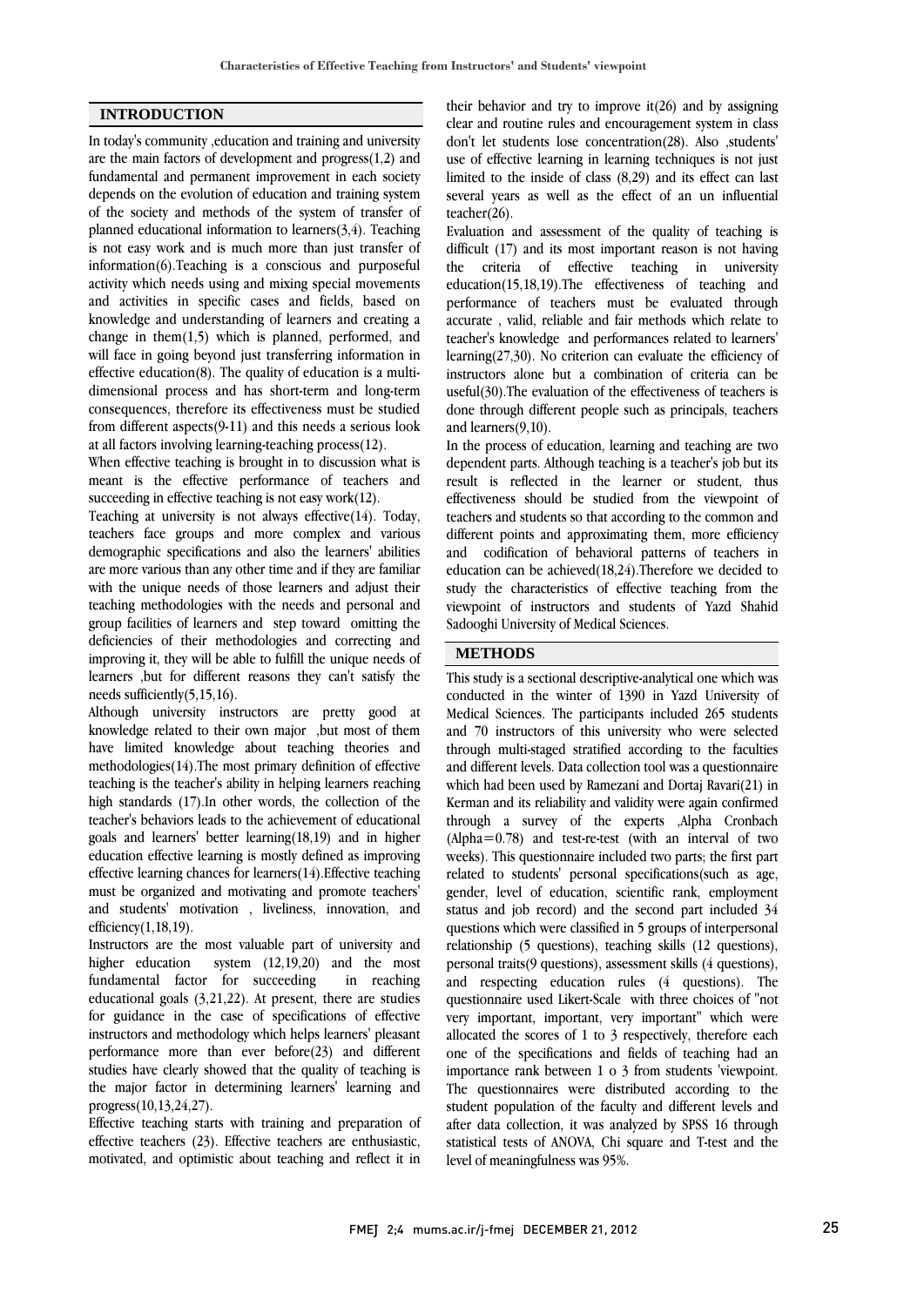## INTRODUCTION

In today's community ,education and training and university are the main factors of development and progress(1,2) and fundamental and permanent improvement in each society depends on the evolution of education and training system of the society and methods of the system of transfer of planned educational information to learners(3,4). Teaching is not easy work and is much more than just transfer of information(6).Teaching is a conscious and purposeful activity which needs using and mixing special movements and activities in specific cases and fields, based on knowledge and understanding of learners and creating a change in them(1,5) which is planned, performed, and will face in going beyond just transferring information in effective education(8). The quality of education is a multi-dimensional process and has short-term and long-term consequences, therefore its effectiveness must be studied from different aspects(9-11) and this needs a serious look at all factors involving learning-teaching process(12).

When effective teaching is brought in to discussion what is meant is the effective performance of teachers and succeeding in effective teaching is not easy work(12).

Teaching at university is not always effective(14). Today, teachers face groups and more complex and various demographic specifications and also the learners' abilities are more various than any other time and if they are familiar with the unique needs of those learners and adjust their teaching methodologies with the needs and personal and group facilities of learners and step toward omitting the deficiencies of their methodologies and correcting and improving it, they will be able to fulfill the unique needs of learners ,but for different reasons they can't satisfy the needs sufficiently(5,15,16).

Although university instructors are pretty good at knowledge related to their own major ,but most of them have limited knowledge about teaching theories and methodologies(14).The most primary definition of effective teaching is the teacher's ability in helping learners reaching high standards (17).In other words, the collection of the teacher's behaviors leads to the achievement of educational goals and learners' better learning(18,19) and in higher education effective learning is mostly defined as improving effective learning chances for learners(14).Effective teaching must be organized and motivating and promote teachers' and students' motivation , liveliness, innovation, and efficiency(1,18,19).

Instructors are the most valuable part of university and higher education system (12,19,20) and the most fundamental factor for succeeding in reaching educational goals (3,21,22). At present, there are studies for guidance in the case of specifications of effective instructors and methodology which helps learners' pleasant performance more than ever before(23) and different studies have clearly showed that the quality of teaching is the major factor in determining learners' learning and progress(10,13,24,27).

Effective teaching starts with training and preparation of effective teachers (23). Effective teachers are enthusiastic, motivated, and optimistic about teaching and reflect it in their behavior and try to improve it(26) and by assigning clear and routine rules and encouragement system in class don't let students lose concentration(28). Also ,students' use of effective learning in learning techniques is not just limited to the inside of class (8,29) and its effect can last several years as well as the effect of an un influential teacher(26).

Evaluation and assessment of the quality of teaching is difficult (17) and its most important reason is not having the criteria of effective teaching in university education(15,18,19).The effectiveness of teaching and performance of teachers must be evaluated through accurate , valid, reliable and fair methods which relate to teacher's knowledge and performances related to learners' learning(27,30). No criterion can evaluate the efficiency of instructors alone but a combination of criteria can be useful(30).The evaluation of the effectiveness of teachers is done through different people such as principals, teachers and learners(9,10).

In the process of education, learning and teaching are two dependent parts. Although teaching is a teacher's job but its result is reflected in the learner or student, thus effectiveness should be studied from the viewpoint of teachers and students so that according to the common and different points and approximating them, more efficiency and codification of behavioral patterns of teachers in education can be achieved(18,24).Therefore we decided to study the characteristics of effective teaching from the viewpoint of instructors and students of Yazd Shahid Sadooghi University of Medical Sciences.

## METHODS

This study is a sectional descriptive-analytical one which was conducted in the winter of 1390 in Yazd University of Medical Sciences. The participants included 265 students and 70 instructors of this university who were selected through multi-staged stratified according to the faculties and different levels. Data collection tool was a questionnaire which had been used by Ramezani and Dortaj Ravari(21) in Kerman and its reliability and validity were again confirmed through a survey of the experts ,Alpha Cronbach (Alpha=0.78) and test-re-test (with an interval of two weeks). This questionnaire included two parts; the first part related to students' personal specifications(such as age, gender, level of education, scientific rank, employment status and job record) and the second part included 34 questions which were classified in 5 groups of interpersonal relationship (5 questions), teaching skills (12 questions), personal traits(9 questions), assessment skills (4 questions), and respecting education rules (4 questions). The questionnaire used Likert-Scale with three choices of "not very important, important, very important" which were allocated the scores of 1 to 3 respectively, therefore each one of the specifications and fields of teaching had an importance rank between 1 o 3 from students 'viewpoint. The questionnaires were distributed according to the student population of the faculty and different levels and after data collection, it was analyzed by SPSS 16 through statistical tests of ANOVA, Chi square and T-test and the level of meaningfulness was 95%.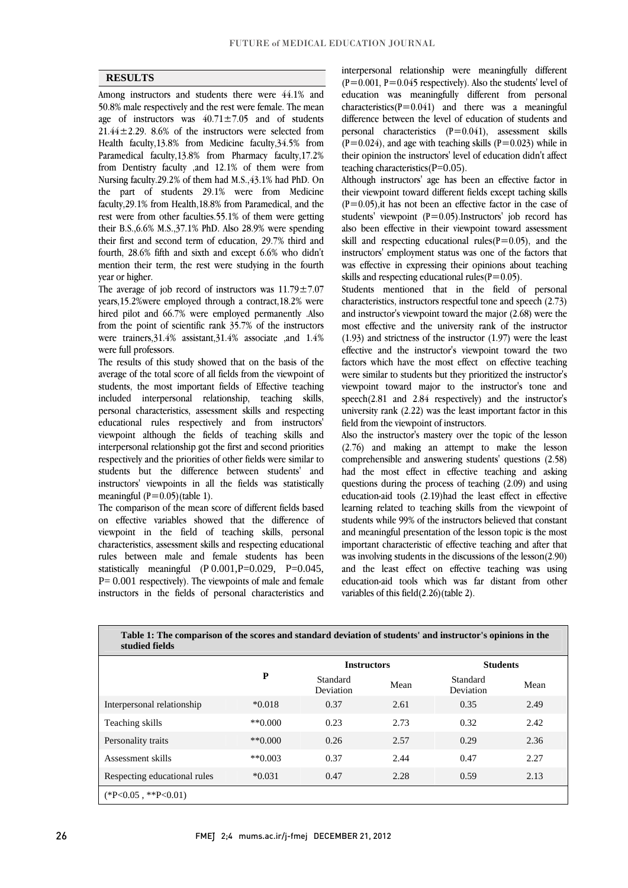## RESULTS

Among instructors and students there were 44.1% and 50.8% male respectively and the rest were female. The mean age of instructors was 40.71±7.05 and of students 21.44±2.29. 8.6% of the instructors were selected from Health faculty,13.8% from Medicine faculty,34.5% from Paramedical faculty,13.8% from Pharmacy faculty,17.2% from Dentistry faculty ,and 12.1% of them were from Nursing faculty.29.2% of them had M.S.,43.1% had PhD. On the part of students 29.1% were from Medicine faculty,29.1% from Health,18.8% from Paramedical, and the rest were from other faculties.55.1% of them were getting their B.S.,6.6% M.S.,37.1% PhD. Also 28.9% were spending their first and second term of education, 29.7% third and fourth, 28.6% fifth and sixth and except 6.6% who didn't mention their term, the rest were studying in the fourth year or higher.

The average of job record of instructors was 11.79±7.07 years,15.2%were employed through a contract,18.2% were hired pilot and 66.7% were employed permanently .Also from the point of scientific rank 35.7% of the instructors were trainers,31.4% assistant,31.4% associate ,and 1.4% were full professors.

The results of this study showed that on the basis of the average of the total score of all fields from the viewpoint of students, the most important fields of Effective teaching included interpersonal relationship, teaching skills, personal characteristics, assessment skills and respecting educational rules respectively and from instructors' viewpoint although the fields of teaching skills and interpersonal relationship got the first and second priorities respectively and the priorities of other fields were similar to students but the difference between students' and instructors' viewpoints in all the fields was statistically meaningful (P=0.05)(table 1).

The comparison of the mean score of different fields based on effective variables showed that the difference of viewpoint in the field of teaching skills, personal characteristics, assessment skills and respecting educational rules between male and female students has been statistically meaningful (P 0.001,P=0.029, P=0.045, P= 0.001 respectively). The viewpoints of male and female instructors in the fields of personal characteristics and interpersonal relationship were meaningfully different (P=0.001, P=0.045 respectively). Also the students' level of education was meaningfully different from personal characteristics(P=0.041) and there was a meaningful difference between the level of education of students and personal characteristics (P=0.041), assessment skills (P=0.024), and age with teaching skills (P=0.023) while in their opinion the instructors' level of education didn't affect teaching characteristics(P=0.05).

Although instructors' age has been an effective factor in their viewpoint toward different fields except taching skills (P=0.05),it has not been an effective factor in the case of students' viewpoint (P=0.05).Instructors' job record has also been effective in their viewpoint toward assessment skill and respecting educational rules(P=0.05), and the instructors' employment status was one of the factors that was effective in expressing their opinions about teaching skills and respecting educational rules(P=0.05).

Students mentioned that in the field of personal characteristics, instructors respectful tone and speech (2.73) and instructor's viewpoint toward the major (2.68) were the most effective and the university rank of the instructor (1.93) and strictness of the instructor (1.97) were the least effective and the instructor's viewpoint toward the two factors which have the most effect on effective teaching were similar to students but they prioritized the instructor's viewpoint toward major to the instructor's tone and speech(2.81 and 2.84 respectively) and the instructor's university rank (2.22) was the least important factor in this field from the viewpoint of instructors.

Also the instructor's mastery over the topic of the lesson (2.76) and making an attempt to make the lesson comprehensible and answering students' questions (2.58) had the most effect in effective teaching and asking questions during the process of teaching (2.09) and using education-aid tools (2.19)had the least effect in effective learning related to teaching skills from the viewpoint of students while 99% of the instructors believed that constant and meaningful presentation of the lesson topic is the most important characteristic of effective teaching and after that was involving students in the discussions of the lesson(2.90) and the least effect on effective teaching was using education-aid tools which was far distant from other variables of this field(2.26)(table 2).

**Table 1: The comparison of the scores and standard deviation of students' and instructor's opinions in the studied fields**

| | P | Instructors | | Students | |
|---|---|---|---|---|---|
| | | Standard Deviation | Mean | Standard Deviation | Mean |
| Interpersonal relationship | *0.018 | 0.37 | 2.61 | 0.35 | 2.49 |
| Teaching skills | **0.000 | 0.23 | 2.73 | 0.32 | 2.42 |
| Personality traits | **0.000 | 0.26 | 2.57 | 0.29 | 2.36 |
| Assessment skills | **0.003 | 0.37 | 2.44 | 0.47 | 2.27 |
| Respecting educational rules | *0.031 | 0.47 | 2.28 | 0.59 | 2.13 |

(*P<0.05 , **P<0.01)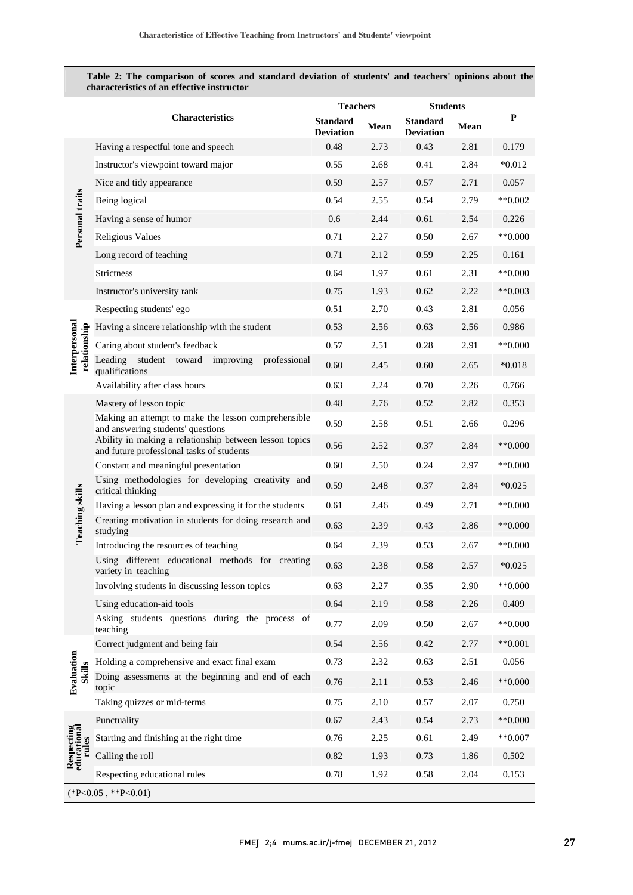**Table 2: The comparison of scores and standard deviation of students' and teachers' opinions about the characteristics of an effective instructor**

| | Characteristics | Teachers | | Students | | P |
|---|---|---|---|---|---|---|
| | | Standard Deviation | Mean | Standard Deviation | Mean | |
| Personal traits | Having a respectful tone and speech | 0.48 | 2.73 | 0.43 | 2.81 | 0.179 |
| | Instructor's viewpoint toward major | 0.55 | 2.68 | 0.41 | 2.84 | *0.012 |
| | Nice and tidy appearance | 0.59 | 2.57 | 0.57 | 2.71 | 0.057 |
| | Being logical | 0.54 | 2.55 | 0.54 | 2.79 | **0.002 |
| | Having a sense of humor | 0.6 | 2.44 | 0.61 | 2.54 | 0.226 |
| | Religious Values | 0.71 | 2.27 | 0.50 | 2.67 | **0.000 |
| | Long record of teaching | 0.71 | 2.12 | 0.59 | 2.25 | 0.161 |
| | Strictness | 0.64 | 1.97 | 0.61 | 2.31 | **0.000 |
| | Instructor's university rank | 0.75 | 1.93 | 0.62 | 2.22 | **0.003 |
| Interpersonal relationship | Respecting students' ego | 0.51 | 2.70 | 0.43 | 2.81 | 0.056 |
| | Having a sincere relationship with the student | 0.53 | 2.56 | 0.63 | 2.56 | 0.986 |
| | Caring about student's feedback | 0.57 | 2.51 | 0.28 | 2.91 | **0.000 |
| | Leading student toward improving professional qualifications | 0.60 | 2.45 | 0.60 | 2.65 | *0.018 |
| | Availability after class hours | 0.63 | 2.24 | 0.70 | 2.26 | 0.766 |
| Teaching skills | Mastery of lesson topic | 0.48 | 2.76 | 0.52 | 2.82 | 0.353 |
| | Making an attempt to make the lesson comprehensible and answering students' questions | 0.59 | 2.58 | 0.51 | 2.66 | 0.296 |
| | Ability in making a relationship between lesson topics and future professional tasks of students | 0.56 | 2.52 | 0.37 | 2.84 | **0.000 |
| | Constant and meaningful presentation | 0.60 | 2.50 | 0.24 | 2.97 | **0.000 |
| | Using methodologies for developing creativity and critical thinking | 0.59 | 2.48 | 0.37 | 2.84 | *0.025 |
| | Having a lesson plan and expressing it for the students | 0.61 | 2.46 | 0.49 | 2.71 | **0.000 |
| | Creating motivation in students for doing research and studying | 0.63 | 2.39 | 0.43 | 2.86 | **0.000 |
| | Introducing the resources of teaching | 0.64 | 2.39 | 0.53 | 2.67 | **0.000 |
| | Using different educational methods for creating variety in teaching | 0.63 | 2.38 | 0.58 | 2.57 | *0.025 |
| | Involving students in discussing lesson topics | 0.63 | 2.27 | 0.35 | 2.90 | **0.000 |
| | Using education-aid tools | 0.64 | 2.19 | 0.58 | 2.26 | 0.409 |
| | Asking students questions during the process of teaching | 0.77 | 2.09 | 0.50 | 2.67 | **0.000 |
| Evaluation Skills | Correct judgment and being fair | 0.54 | 2.56 | 0.42 | 2.77 | **0.001 |
| | Holding a comprehensive and exact final exam | 0.73 | 2.32 | 0.63 | 2.51 | 0.056 |
| | Doing assessments at the beginning and end of each topic | 0.76 | 2.11 | 0.53 | 2.46 | **0.000 |
| | Taking quizzes or mid-terms | 0.75 | 2.10 | 0.57 | 2.07 | 0.750 |
| Respecting educational rules | Punctuality | 0.67 | 2.43 | 0.54 | 2.73 | **0.000 |
| | Starting and finishing at the right time | 0.76 | 2.25 | 0.61 | 2.49 | **0.007 |
| | Calling the roll | 0.82 | 1.93 | 0.73 | 1.86 | 0.502 |
| | Respecting educational rules | 0.78 | 1.92 | 0.58 | 2.04 | 0.153 |

(*P<0.05 , **P<0.01)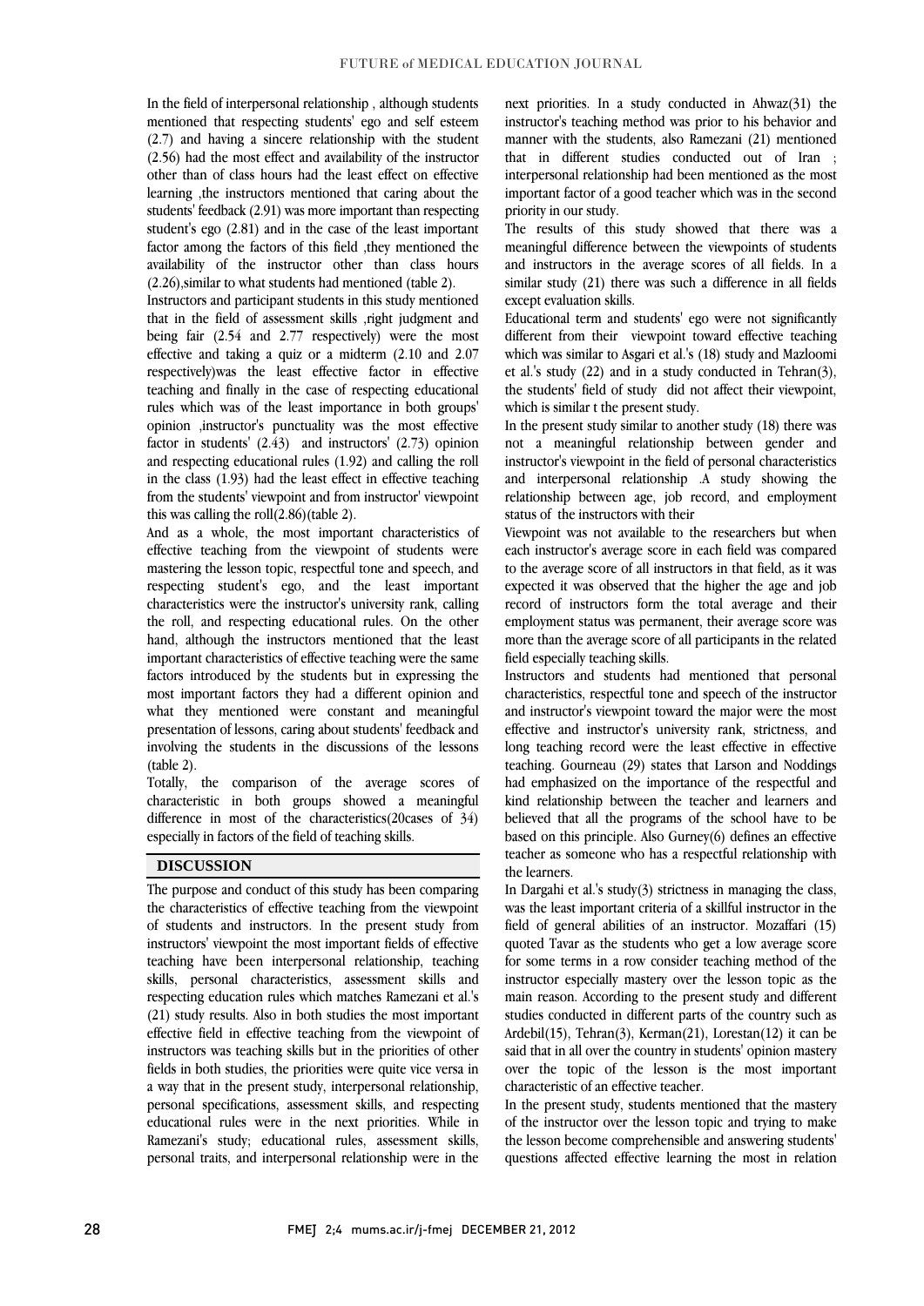In the field of interpersonal relationship , although students mentioned that respecting students' ego and self esteem (2.7) and having a sincere relationship with the student (2.56) had the most effect and availability of the instructor other than of class hours had the least effect on effective learning ,the instructors mentioned that caring about the students' feedback (2.91) was more important than respecting student's ego (2.81) and in the case of the least important factor among the factors of this field ,they mentioned the availability of the instructor other than class hours (2.26),similar to what students had mentioned (table 2).

Instructors and participant students in this study mentioned that in the field of assessment skills ,right judgment and being fair (2.54 and 2.77 respectively) were the most effective and taking a quiz or a midterm (2.10 and 2.07 respectively)was the least effective factor in effective teaching and finally in the case of respecting educational rules which was of the least importance in both groups' opinion ,instructor's punctuality was the most effective factor in students' (2.43) and instructors' (2.73) opinion and respecting educational rules (1.92) and calling the roll in the class (1.93) had the least effect in effective teaching from the students' viewpoint and from instructor' viewpoint this was calling the roll(2.86)(table 2).

And as a whole, the most important characteristics of effective teaching from the viewpoint of students were mastering the lesson topic, respectful tone and speech, and respecting student's ego, and the least important characteristics were the instructor's university rank, calling the roll, and respecting educational rules. On the other hand, although the instructors mentioned that the least important characteristics of effective teaching were the same factors introduced by the students but in expressing the most important factors they had a different opinion and what they mentioned were constant and meaningful presentation of lessons, caring about students' feedback and involving the students in the discussions of the lessons (table 2).

Totally, the comparison of the average scores of characteristic in both groups showed a meaningful difference in most of the characteristics(20cases of 34) especially in factors of the field of teaching skills.

## DISCUSSION

The purpose and conduct of this study has been comparing the characteristics of effective teaching from the viewpoint of students and instructors. In the present study from instructors' viewpoint the most important fields of effective teaching have been interpersonal relationship, teaching skills, personal characteristics, assessment skills and respecting education rules which matches Ramezani et al.'s (21) study results. Also in both studies the most important effective field in effective teaching from the viewpoint of instructors was teaching skills but in the priorities of other fields in both studies, the priorities were quite vice versa in a way that in the present study, interpersonal relationship, personal specifications, assessment skills, and respecting educational rules were in the next priorities. While in Ramezani's study; educational rules, assessment skills, personal traits, and interpersonal relationship were in the next priorities. In a study conducted in Ahwaz(31) the instructor's teaching method was prior to his behavior and manner with the students, also Ramezani (21) mentioned that in different studies conducted out of Iran ; interpersonal relationship had been mentioned as the most important factor of a good teacher which was in the second priority in our study.

The results of this study showed that there was a meaningful difference between the viewpoints of students and instructors in the average scores of all fields. In a similar study (21) there was such a difference in all fields except evaluation skills.

Educational term and students' ego were not significantly different from their viewpoint toward effective teaching which was similar to Asgari et al.'s (18) study and Mazloomi et al.'s study (22) and in a study conducted in Tehran(3), the students' field of study did not affect their viewpoint, which is similar t the present study.

In the present study similar to another study (18) there was not a meaningful relationship between gender and instructor's viewpoint in the field of personal characteristics and interpersonal relationship .A study showing the relationship between age, job record, and employment status of the instructors with their

Viewpoint was not available to the researchers but when each instructor's average score in each field was compared to the average score of all instructors in that field, as it was expected it was observed that the higher the age and job record of instructors form the total average and their employment status was permanent, their average score was more than the average score of all participants in the related field especially teaching skills.

Instructors and students had mentioned that personal characteristics, respectful tone and speech of the instructor and instructor's viewpoint toward the major were the most effective and instructor's university rank, strictness, and long teaching record were the least effective in effective teaching. Gourneau (29) states that Larson and Noddings had emphasized on the importance of the respectful and kind relationship between the teacher and learners and believed that all the programs of the school have to be based on this principle. Also Gurney(6) defines an effective teacher as someone who has a respectful relationship with the learners.

In Dargahi et al.'s study(3) strictness in managing the class, was the least important criteria of a skillful instructor in the field of general abilities of an instructor. Mozaffari (15) quoted Tavar as the students who get a low average score for some terms in a row consider teaching method of the instructor especially mastery over the lesson topic as the main reason. According to the present study and different studies conducted in different parts of the country such as Ardebil(15), Tehran(3), Kerman(21), Lorestan(12) it can be said that in all over the country in students' opinion mastery over the topic of the lesson is the most important characteristic of an effective teacher.

In the present study, students mentioned that the mastery of the instructor over the lesson topic and trying to make the lesson become comprehensible and answering students' questions affected effective learning the most in relation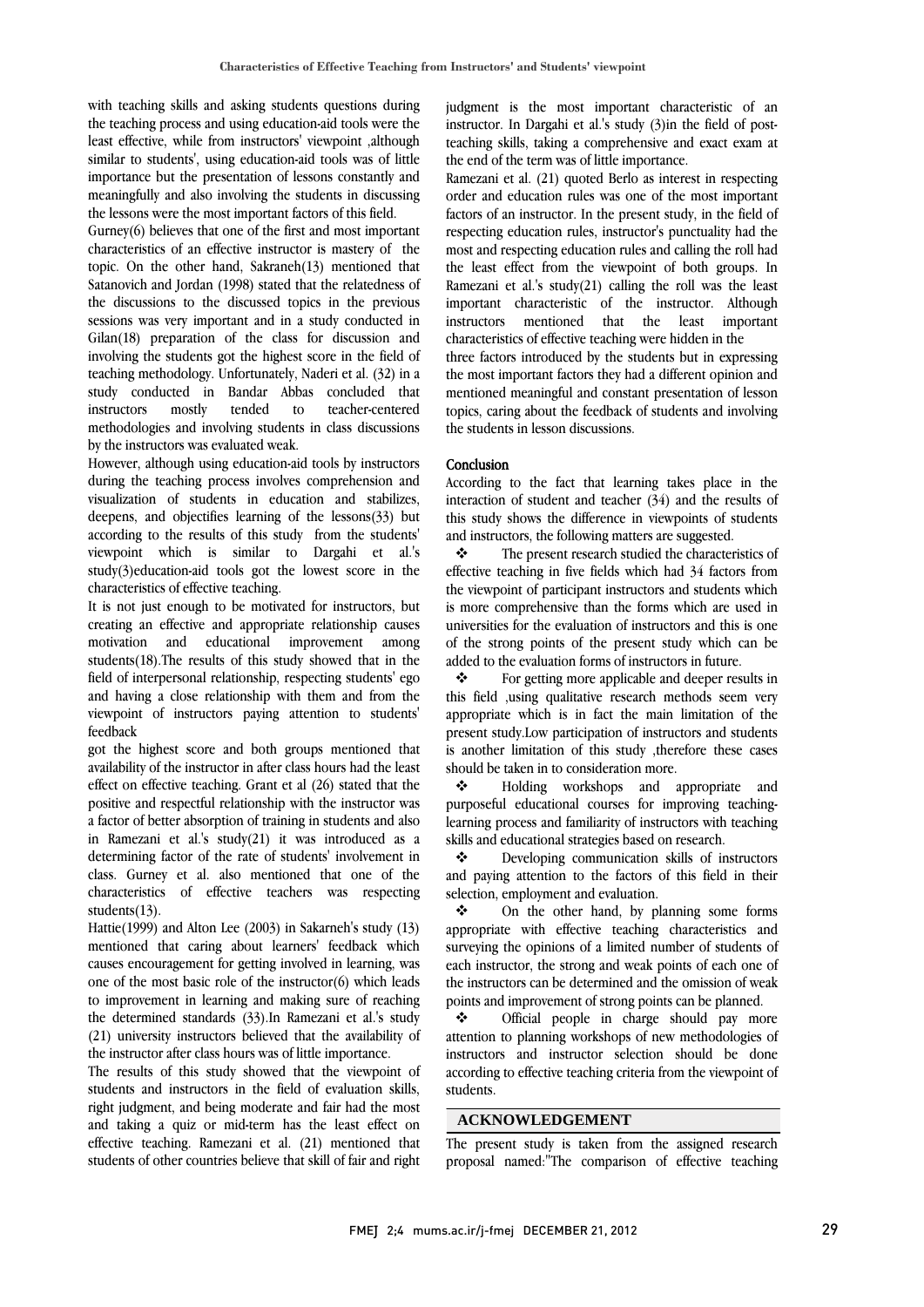with teaching skills and asking students questions during the teaching process and using education-aid tools were the least effective, while from instructors' viewpoint ,although similar to students', using education-aid tools was of little importance but the presentation of lessons constantly and meaningfully and also involving the students in discussing the lessons were the most important factors of this field.

Gurney(6) believes that one of the first and most important characteristics of an effective instructor is mastery of the topic. On the other hand, Sakraneh(13) mentioned that Satanovich and Jordan (1998) stated that the relatedness of the discussions to the discussed topics in the previous sessions was very important and in a study conducted in Gilan(18) preparation of the class for discussion and involving the students got the highest score in the field of teaching methodology. Unfortunately, Naderi et al. (32) in a study conducted in Bandar Abbas concluded that instructors mostly tended to teacher-centered methodologies and involving students in class discussions by the instructors was evaluated weak.

However, although using education-aid tools by instructors during the teaching process involves comprehension and visualization of students in education and stabilizes, deepens, and objectifies learning of the lessons(33) but according to the results of this study from the students' viewpoint which is similar to Dargahi et al.'s study(3)education-aid tools got the lowest score in the characteristics of effective teaching.

It is not just enough to be motivated for instructors, but creating an effective and appropriate relationship causes motivation and educational improvement among students(18).The results of this study showed that in the field of interpersonal relationship, respecting students' ego and having a close relationship with them and from the viewpoint of instructors paying attention to students' feedback got the highest score and both groups mentioned that availability of the instructor in after class hours had the least effect on effective teaching. Grant et al (26) stated that the positive and respectful relationship with the instructor was a factor of better absorption of training in students and also in Ramezani et al.'s study(21) it was introduced as a determining factor of the rate of students' involvement in class. Gurney et al. also mentioned that one of the characteristics of effective teachers was respecting students(13).

Hattie(1999) and Alton Lee (2003) in Sakarneh's study (13) mentioned that caring about learners' feedback which causes encouragement for getting involved in learning, was one of the most basic role of the instructor(6) which leads to improvement in learning and making sure of reaching the determined standards (33).In Ramezani et al.'s study (21) university instructors believed that the availability of the instructor after class hours was of little importance.

The results of this study showed that the viewpoint of students and instructors in the field of evaluation skills, right judgment, and being moderate and fair had the most and taking a quiz or mid-term has the least effect on effective teaching. Ramezani et al. (21) mentioned that students of other countries believe that skill of fair and right judgment is the most important characteristic of an instructor. In Dargahi et al.'s study (3)in the field of post-teaching skills, taking a comprehensive and exact exam at the end of the term was of little importance.

Ramezani et al. (21) quoted Berlo as interest in respecting order and education rules was one of the most important factors of an instructor. In the present study, in the field of respecting education rules, instructor's punctuality had the most and respecting education rules and calling the roll had the least effect from the viewpoint of both groups. In Ramezani et al.'s study(21) calling the roll was the least important characteristic of the instructor. Although instructors mentioned that the least important characteristics of effective teaching were hidden in the three factors introduced by the students but in expressing the most important factors they had a different opinion and mentioned meaningful and constant presentation of lesson topics, caring about the feedback of students and involving the students in lesson discussions.

## Conclusion

According to the fact that learning takes place in the interaction of student and teacher (34) and the results of this study shows the difference in viewpoints of students and instructors, the following matters are suggested.

- ❖ The present research studied the characteristics of effective teaching in five fields which had 34 factors from the viewpoint of participant instructors and students which is more comprehensive than the forms which are used in universities for the evaluation of instructors and this is one of the strong points of the present study which can be added to the evaluation forms of instructors in future.
- ❖ For getting more applicable and deeper results in this field ,using qualitative research methods seem very appropriate which is in fact the main limitation of the present study.Low participation of instructors and students is another limitation of this study ,therefore these cases should be taken in to consideration more.
- ❖ Holding workshops and appropriate and purposeful educational courses for improving teaching-learning process and familiarity of instructors with teaching skills and educational strategies based on research.
- ❖ Developing communication skills of instructors and paying attention to the factors of this field in their selection, employment and evaluation.
- ❖ On the other hand, by planning some forms appropriate with effective teaching characteristics and surveying the opinions of a limited number of students of each instructor, the strong and weak points of each one of the instructors can be determined and the omission of weak points and improvement of strong points can be planned.
- ❖ Official people in charge should pay more attention to planning workshops of new methodologies of instructors and instructor selection should be done according to effective teaching criteria from the viewpoint of students.

## ACKNOWLEDGEMENT

The present study is taken from the assigned research proposal named:"The comparison of effective teaching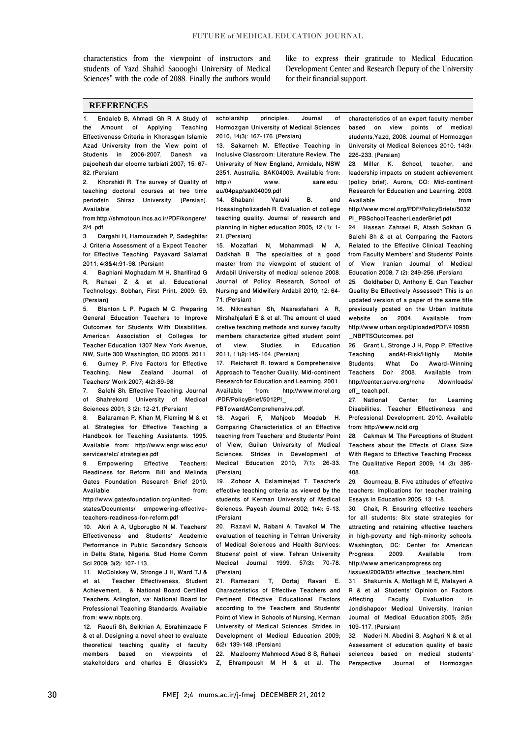characteristics from the viewpoint of instructors and students of Yazd Shahid Saoooghi University of Medical Sciences" with the code of 2088. Finally the authors would like to express their gratitude to Medical Education Development Center and Research Deputy of the University for their financial support.

## REFERENCES

1. Endaleb B, Ahmadi Gh R. A Study of the Amount of Applying Teaching Effectiveness Criteria in Khorasgan Islamic Azad University from the View point of Students in 2006-2007. Danesh va pajoohesh dar oloome tarbiati 2007; 15: 67-82. [Persian]
2. Khorshidi R. The survey of Quality of teaching doctoral courses at two time periodsin Shiraz University. [Persian]. Available from:http://shmotoun.ihcs.ac.ir/PDF/kongere/2/4 .pdf
3. Dargahi H, Hamouzadeh P, Sadeghifar J. Criteria Assessment of a Expect Teacher for Effective Teaching. Payavard Salamat 2011; 4(3&4):91-98. [Persian]
4. Baghiani Moghadam M H, Sharifirad G R, Rahaei Z & et al. Educational Technology. Sobhan, First Print, 2009: 59. [Persian]
5. Blanton L P, Pugach M C. Preparing General Education Teachers to Improve Outcomes for Students With Disabilities. American Association of Colleges for Teacher Education 1307 New York Avenue, NW, Suite 300 Washington, DC 20005. 2011.
6. Gurney P. Five Factors for Effective Teaching. New Zealand Journal of Teachers' Work 2007; 4(2):89-98.
7. Salehi Sh. Effective Teaching. Journal of Shahrekord University of Medical Sciences 2001; 3 (2): 12-21. [Persian]
8. Balaraman P, Khan M, Fleming M & et al. Strategies for Effective Teaching a Handbook for Teaching Assistants. 1995. Available from: http://www.engr.wisc.edu/services/elc/ strategies.pdf
9. Empowering Effective Teachers: Readiness for Reform. Bill and Melinda Gates Foundation Research Brief 2010. Available from: http://www.gatesfoundation.org/united-states/Documents/ empowering-effective-teachers-readiness-for-reform.pdf
10. Akiri A A, Ugborugbo N M. Teachers' Effectiveness and Students' Academic Performance in Public Secondary Schools in Delta State, Nigeria. Stud Home Comm Sci 2009; 3(2): 107-113.
11. McColskey W, Stronge J H, Ward TJ & et al. Teacher Effectiveness, Student Achievement, & National Board Certified Teachers. Arlington, va: National Board for Professional Teaching Standards. Available from: www.nbpts.org.
12. Raoufi Sh, Seikhian A, Ebrahimzade F & et al. Designing a novel sheet to evaluate theoretical teaching quality of faculty members based on viewpoints of stakeholders and charles E. Glassick's scholarship principles. Journal of Hormozgan University of Medical Sciences 2010; 14(3): 167-176. [Persian]
13. Sakarneh M. Effective Teaching in Inclusive Classroom: Literature Review. The University of New England, Armidale, NSW 2351, Australia. SAK04009. Available from: http:// www. aare.edu. au/04pap/sak04009.pdf
14. Shabani Varaki B. and Hossaingholizadeh R. Evaluation of college teaching quality. Journal of research and planning in higher education 2005; 12 (1): 1-21. [Persian]
15. Mozaffari N, Mohammadi M A, Dadkhah B. The specialties of a good master from the viewpoint of student of Ardabil University of medical science 2008. Journal of Policy Research, School of Nursing and Midwifery Ardabil 2010; 12: 64-71. [Persian]
16. Nikneshan Sh, Nasresfahani A R, Mirshahjafari E & et al. The amount of used cretive teaching methods and survey faculty members characterize gifted student point of view. Studies in Education 2011; 11(2):145-164. [Persian]
17. Reichardt R. toward a Comprehensive Approach to Teacher Quality. Mid-continent Research for Education and Learning. 2001. Available from: http://www.mcrel.org /PDF/PolicyBrief/5012PI_ PBTowardAComprehensive.pdf.
18. Asgari F, Mahjoob Moadab H. Comparing Characteristics of an Effective teaching from Teachers' and Students' Point of View, Guilan University of Medical Sciences. Strides in Development of Medical Education 2010; 7(1): 26-33. [Persian]
19. Zohoor A, Eslaminejad T. Teacher's effective teaching criteria as viewed by the students of Kerman University of Medical Sciences. Payesh Journal 2002; 1(4): 5-13. [Persian]
20. Razavi M, Rabani A, Tavakol M. The evaluation of teaching in Tehran University of Medical Sciences and Health Services: Studens' point of view. Tehran University Medical Journal 1999; 57(3): 70-78. [Persian]
21. Ramezani T, Dortaj Ravari E. Characteristics of Effective Teachers and Pertinent Effective Educational Factors according to the Teachers and Students' Point of View in Schools of Nursing, Kerman University of Medical Sciences. Strides in Development of Medical Education 2009; 6(2): 139-148. [Persian]
22. Mazloomy Mahmood Abad S S, Rahaei Z, Ehrampoush M H & et al. The characteristics of an expert faculty member based on view points of medical students,Yazd, 2008. Journal of Hormozgan University of Medical Sciences 2010; 14(3): 226-233. [Persian]
23. Miller K. School, teacher, and leadership impacts on student achievement [policy brief]. Aurora, CO: Mid-continent Research for Education and Learning. 2003. Available from: http://www.mcrel.org/PDF/PolicyBriefs/5032 PI_PBSchoolTeacherLeaderBrief.pdf
24. Hassan Zahraei R, Atash Sokhan G, Salehi Sh & et al. Comparing the Factors Related to the Effective Clinical Teaching from Faculty Members' and Students' Points of View Iranian Journal of Medical Education 2008; 7 (2): 249-256. [Persian]
25. Goldhaber D, Anthony E. Can Teacher Quality Be Effectively Assessed? This is an updated version of a paper of the same title previously posted on the Urban Institute website on 2004. Available from: http://www.urban.org/UploadedPDF/410958 _NBPTSOutcomes. pdf
26. Grant L, Stronge J H, Popp P. Effective Teaching andAt-Risk/Highly Mobile Students: What Do Award-Winning Teachers Do? 2008. Available from: http://center.serve.org/nche /downloads/ eff_ teach.pdf.
27. National Center for Learning Disabilities. Teacher Effectiveness and Professional Development. 2010. Available from: http://www.ncld.org
28. Cakmak M. The Perceptions of Student Teachers about the Effects of Class Size With Regard to Effective Teaching Process. The Qualitative Report 2009; 14 (3): 395-408.
29. Gourneau, B. Five attitudes of effective teachers: Implications for teacher training. Essays in Education 2005; 13: 1-8.
30. Chait, R. Ensuring effective teachers for all students: Six state strategies for attracting and retaining effective teachers in high-poverty and high-minority schools. Washington, DC: Center for American Progress. 2009. Available from: http://www.americanprogress.org /issues/2009/05/ effective _teachers.html
31. Shakurnia A, Motlagh M E, Malayeri A R & et al. Students' Opinion on Factors Affecting Faculty Evaluation in Jondishapoor Medical University. Iranian Journal of Medical Education 2005; 2(5): 109-117. [Persian]
32. Naderi N, Abedini S, Asghari N & et al. Assessment of education quality of basic sciences based on medical students' Perspective. Journal of Hormozgan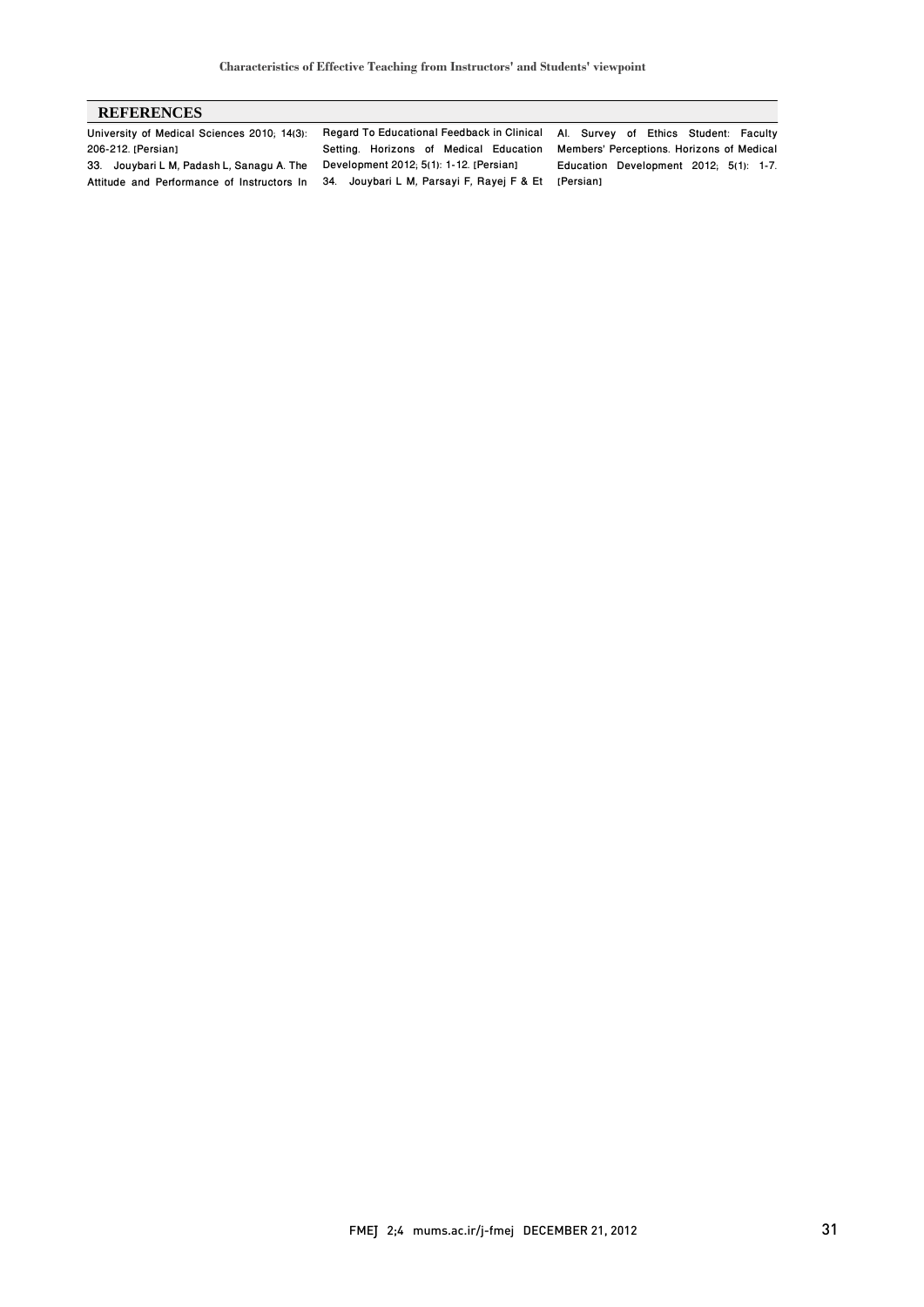## REFERENCES

University of Medical Sciences 2010; 14(3): 206-212. [Persian]

33. Jouybari L M, Padash L, Sanagu A. The Attitude and Performance of Instructors In Regard To Educational Feedback in Clinical Setting. Horizons of Medical Education Development 2012; 5(1): 1-12. [Persian]

34. Jouybari L M, Parsayi F, Rayej F & Et Al. Survey of Ethics Student: Faculty Members' Perceptions. Horizons of Medical Education Development 2012; 5(1): 1-7. [Persian]